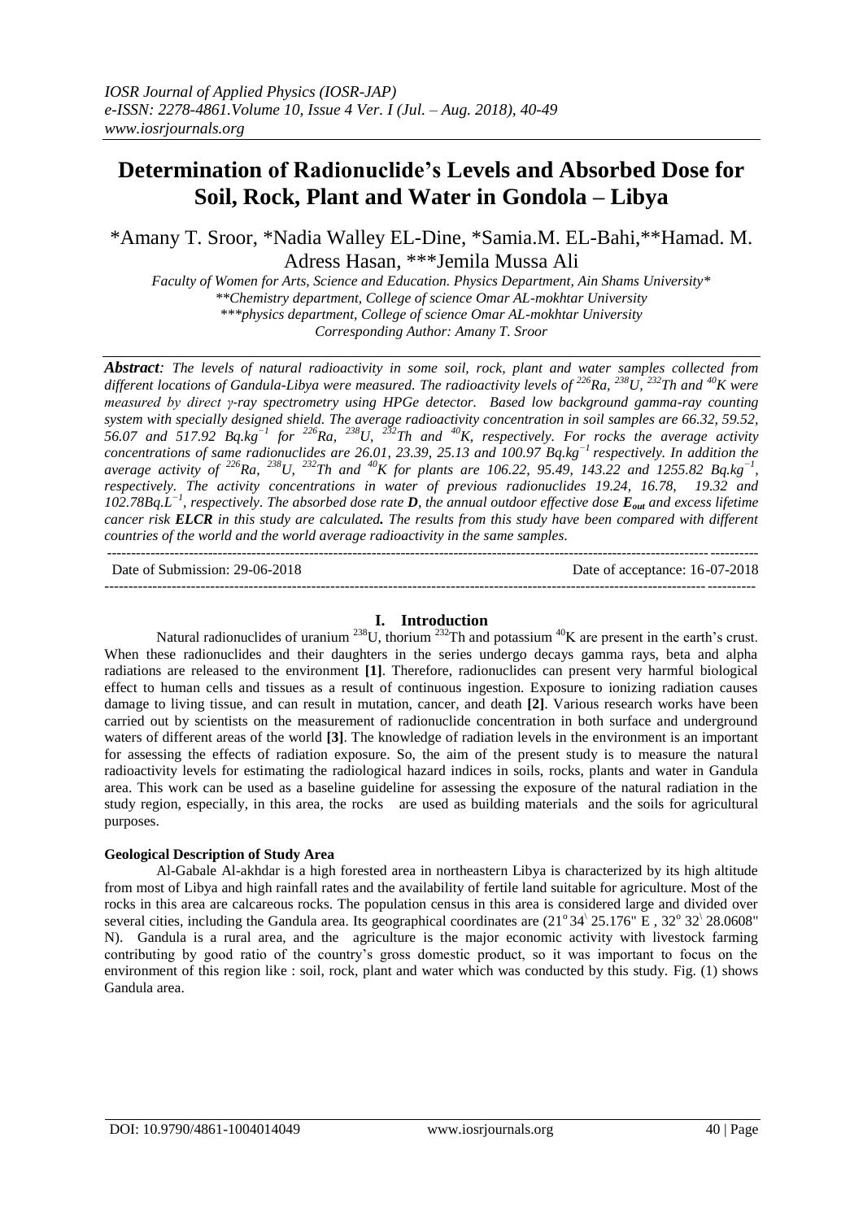# Determination of Radionuclide's Levels and Absorbed Dose for Soil, Rock, Plant and Water in Gondola – Libya

*Amany T. Sroor, *Nadia Walley EL-Dine, *Samia.M. EL-Bahi,**Hamad. M. Adress Hasan, ***Jemila Mussa Ali

*Faculty of Women for Arts, Science and Education. Physics Department, Ain Shams University**
*\*\*Chemistry department, College of science Omar AL-mokhtar University*
*\*\*\*physics department, College of science Omar AL-mokhtar University*
*Corresponding Author: Amany T. Sroor*

***Abstract**: The levels of natural radioactivity in some soil, rock, plant and water samples collected from different locations of Gandula-Libya were measured. The radioactivity levels of $^{226}Ra$, $^{238}U$, $^{232}Th$ and $^{40}K$ were measured by direct γ-ray spectrometry using HPGe detector. Based low background gamma-ray counting system with specially designed shield. The average radioactivity concentration in soil samples are 66.32, 59.52, 56.07 and 517.92 $Bq.kg^{-1}$ for $^{226}Ra$, $^{238}U$, $^{232}Th$ and $^{40}K$, respectively. For rocks the average activity concentrations of same radionuclides are 26.01, 23.39, 25.13 and 100.97 $Bq.kg^{-1}$ respectively. In addition the average activity of $^{226}Ra$, $^{238}U$, $^{232}Th$ and $^{40}K$ for plants are 106.22, 95.49, 143.22 and 1255.82 $Bq.kg^{-1}$, respectively. The activity concentrations in water of previous radionuclides 19.24, 16.78, 19.32 and 102.78$Bq.L^{-1}$, respectively. The absorbed dose rate **D**, the annual outdoor effective dose $\boldsymbol{E_{out}}$ and excess lifetime cancer risk **ELCR** in this study are calculated. The results from this study have been compared with different countries of the world and the world average radioactivity in the same samples.*

Date of Submission: 29-06-2018 Date of acceptance: 16-07-2018

## I. Introduction

Natural radionuclides of uranium $^{238}U$, thorium $^{232}Th$ and potassium $^{40}K$ are present in the earth's crust. When these radionuclides and their daughters in the series undergo decays gamma rays, beta and alpha radiations are released to the environment **[1]**. Therefore, radionuclides can present very harmful biological effect to human cells and tissues as a result of continuous ingestion. Exposure to ionizing radiation causes damage to living tissue, and can result in mutation, cancer, and death **[2]**. Various research works have been carried out by scientists on the measurement of radionuclide concentration in both surface and underground waters of different areas of the world **[3]**. The knowledge of radiation levels in the environment is an important for assessing the effects of radiation exposure. So, the aim of the present study is to measure the natural radioactivity levels for estimating the radiological hazard indices in soils, rocks, plants and water in Gandula area. This work can be used as a baseline guideline for assessing the exposure of the natural radiation in the study region, especially, in this area, the rocks are used as building materials and the soils for agricultural purposes.

### Geological Description of Study Area

Al-Gabale Al-akhdar is a high forested area in northeastern Libya is characterized by its high altitude from most of Libya and high rainfall rates and the availability of fertile land suitable for agriculture. Most of the rocks in this area are calcareous rocks. The population census in this area is considered large and divided over several cities, including the Gandula area. Its geographical coordinates are (21° 34\ 25.176" E , 32° 32\ 28.0608" N). Gandula is a rural area, and the agriculture is the major economic activity with livestock farming contributing by good ratio of the country's gross domestic product, so it was important to focus on the environment of this region like : soil, rock, plant and water which was conducted by this study. Fig. (1) shows Gandula area.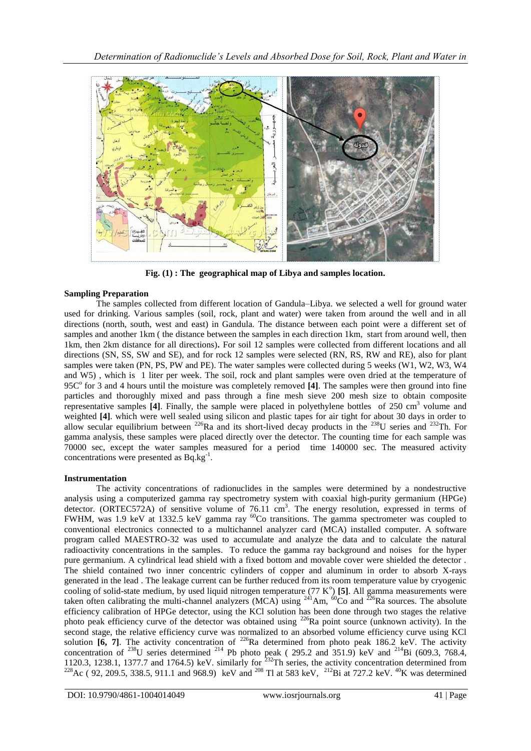**Fig. (1) : The geographical map of Libya and samples location.**

**Sampling Preparation**

The samples collected from different location of Gandula–Libya. we selected a well for ground water used for drinking. Various samples (soil, rock, plant and water) were taken from around the well and in all directions (north, south, west and east) in Gandula. The distance between each point were a different set of samples and another 1km ( the distance between the samples in each direction 1km, start from around well, then 1km, then 2km distance for all directions)**.** For soil 12 samples were collected from different locations and all directions (SN, SS, SW and SE), and for rock 12 samples were selected (RN, RS, RW and RE), also for plant samples were taken (PN, PS, PW and PE). The water samples were collected during 5 weeks (W1, W2, W3, W4 and W5) , which is 1 liter per week. The soil, rock and plant samples were oven dried at the temperature of 95C$^{o}$ for 3 and 4 hours until the moisture was completely removed **[4]**. The samples were then ground into fine particles and thoroughly mixed and pass through a fine mesh sieve 200 mesh size to obtain composite representative samples **[4]**. Finally, the sample were placed in polyethylene bottles of 250 cm$^3$ volume and weighted **[4]**. which were well sealed using silicon and plastic tapes for air tight for about 30 days in order to allow secular equilibrium between $^{226}$Ra and its short-lived decay products in the $^{238}$U series and $^{232}$Th. For gamma analysis, these samples were placed directly over the detector. The counting time for each sample was 70000 sec, except the water samples measured for a period time 140000 sec. The measured activity concentrations were presented as Bq.kg$^{-1}$.

**Instrumentation**

The activity concentrations of radionuclides in the samples were determined by a nondestructive analysis using a computerized gamma ray spectrometry system with coaxial high-purity germanium (HPGe) detector. (ORTEC572A) of sensitive volume of 76.11 cm$^3$. The energy resolution, expressed in terms of FWHM, was 1.9 keV at 1332.5 keV gamma ray $^{60}$Co transitions. The gamma spectrometer was coupled to conventional electronics connected to a multichannel analyzer card (MCA) installed computer. A software program called MAESTRO-32 was used to accumulate and analyze the data and to calculate the natural radioactivity concentrations in the samples. To reduce the gamma ray background and noises for the hyper pure germanium. A cylindrical lead shield with a fixed bottom and movable cover were shielded the detector . The shield contained two inner concentric cylinders of copper and aluminum in order to absorb X-rays generated in the lead . The leakage current can be further reduced from its room temperature value by cryogenic cooling of solid-state medium, by used liquid nitrogen temperature (77 K$^o$) **[5]**. All gamma measurements were taken often calibrating the multi-channel analyzers (MCA) using $^{241}$Am, $^{60}$Co and $^{226}$Ra sources. The absolute efficiency calibration of HPGe detector, using the KCl solution has been done through two stages the relative photo peak efficiency curve of the detector was obtained using $^{226}$Ra point source (unknown activity). In the second stage, the relative efficiency curve was normalized to an absorbed volume efficiency curve using KCl solution **[6, 7]**. The activity concentration of $^{226}$Ra determined from photo peak 186.2 keV. The activity concentration of $^{238}$U series determined $^{214}$ Pb photo peak ( 295.2 and 351.9) keV and $^{214}$Bi (609.3, 768.4, 1120.3, 1238.1, 1377.7 and 1764.5) keV. similarly for $^{232}$Th series, the activity concentration determined from $^{228}$Ac ( 92, 209.5, 338.5, 911.1 and 968.9) keV and $^{208}$ Tl at 583 keV, $^{212}$Bi at 727.2 keV. $^{40}$K was determined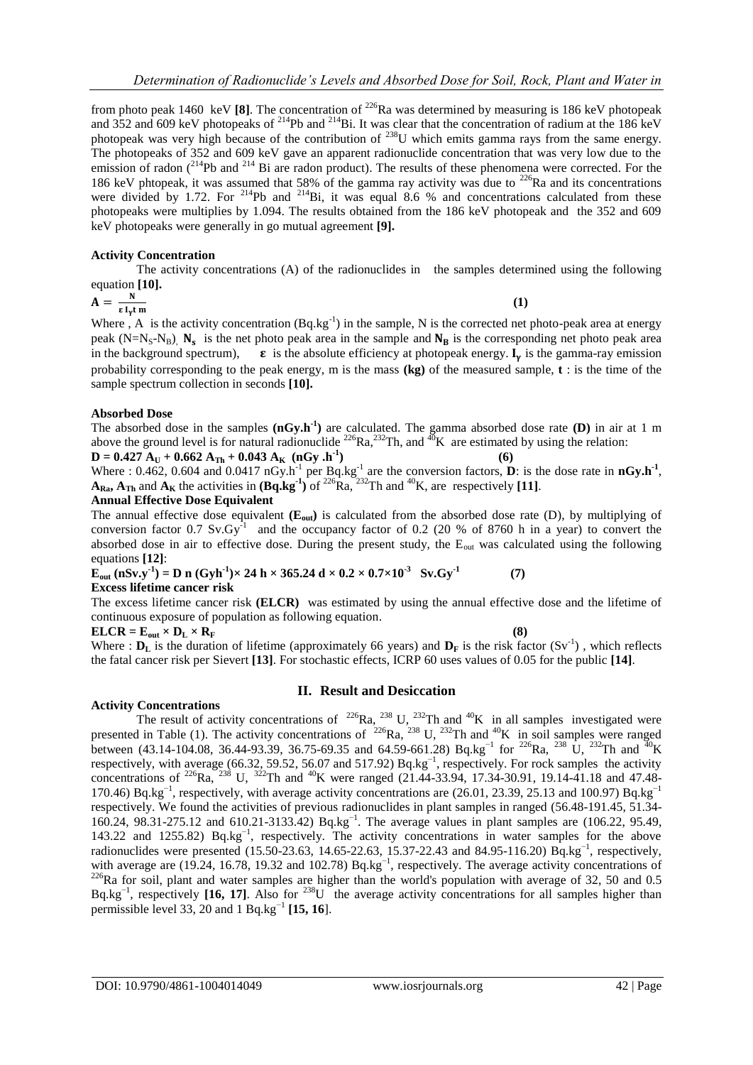from photo peak 1460 keV **[8]**. The concentration of $^{226}Ra$ was determined by measuring is 186 keV photopeak and 352 and 609 keV photopeaks of $^{214}Pb$ and $^{214}Bi$. It was clear that the concentration of radium at the 186 keV photopeak was very high because of the contribution of $^{238}U$ which emits gamma rays from the same energy. The photopeaks of 352 and 609 keV gave an apparent radionuclide concentration that was very low due to the emission of radon ($^{214}Pb$ and $^{214}$ Bi are radon product). The results of these phenomena were corrected. For the 186 keV phtopeak, it was assumed that 58% of the gamma ray activity was due to $^{226}Ra$ and its concentrations were divided by 1.72. For $^{214}Pb$ and $^{214}Bi$, it was equal 8.6 % and concentrations calculated from these photopeaks were multiplies by 1.094. The results obtained from the 186 keV photopeak and the 352 and 609 keV photopeaks were generally in go mutual agreement **[9].**

**Activity Concentration**

The activity concentrations (A) of the radionuclides in the samples determined using the following equation **[10].**

$$A = \frac{N}{\varepsilon\, I_{\gamma}\, t\, m} \tag{1}$$

Where , A is the activity concentration ($Bq.kg^{-1}$) in the sample, N is the corrected net photo-peak area at energy peak ($N=N_S-N_B$), $N_s$ is the net photo peak area in the sample and $N_B$ is the corresponding net photo peak area in the background spectrum), $\varepsilon$ is the absolute efficiency at photopeak energy. $I_\gamma$ is the gamma-ray emission probability corresponding to the peak energy, m is the mass **(kg)** of the measured sample, **t** : is the time of the sample spectrum collection in seconds **[10].**

**Absorbed Dose**

The absorbed dose in the samples **($nGy.h^{-1}$)** are calculated. The gamma absorbed dose rate **(D)** in air at 1 m above the ground level is for natural radionuclide $^{226}Ra$, $^{232}Th$, and $^{40}K$ are estimated by using the relation:

$$D = 0.427\, A_U + 0.662\, A_{Th} + 0.043\, A_K \quad (nGy\, .h^{-1}) \tag{6}$$

Where : 0.462, 0.604 and 0.0417 $nGy.h^{-1}$ per $Bq.kg^{-1}$ are the conversion factors, **D**: is the dose rate in **$nGy.h^{-1}$**, $A_{Ra}$, $A_{Th}$ and $A_K$ the activities in **($Bq.kg^{-1}$)** of $^{226}Ra$, $^{232}Th$ and $^{40}K$, are respectively **[11]**.

**Annual Effective Dose Equivalent**

The annual effective dose equivalent **($E_{out}$)** is calculated from the absorbed dose rate (D), by multiplying of conversion factor 0.7 $Sv.Gy^{-1}$ and the occupancy factor of 0.2 (20 % of 8760 h in a year) to convert the absorbed dose in air to effective dose. During the present study, the $E_{out}$ was calculated using the following equations **[12]**:

$$E_{out}\, (nSv.y^{-1}) = D\, n\, (Gyh^{-1}) \times 24\, h \times 365.24\, d \times 0.2 \times 0.7 \times 10^{-3}\ \ Sv.Gy^{-1} \tag{7}$$

**Excess lifetime cancer risk**

The excess lifetime cancer risk **(ELCR)** was estimated by using the annual effective dose and the lifetime of continuous exposure of population as following equation.

$$ELCR = E_{out} \times D_L \times R_F \tag{8}$$

Where : $D_L$ is the duration of lifetime (approximately 66 years) and $D_F$ is the risk factor ($Sv^{-1}$) , which reflects the fatal cancer risk per Sievert **[13]**. For stochastic effects, ICRP 60 uses values of 0.05 for the public **[14]**.

## II. Result and Desiccation

**Activity Concentrations**

The result of activity concentrations of $^{226}Ra$, $^{238}$ U, $^{232}Th$ and $^{40}K$ in all samples investigated were presented in Table (1). The activity concentrations of $^{226}Ra$, $^{238}$ U, $^{232}Th$ and $^{40}K$ in soil samples were ranged between (43.14-104.08, 36.44-93.39, 36.75-69.35 and 64.59-661.28) $Bq.kg^{-1}$ for $^{226}Ra$, $^{238}$ U, $^{232}Th$ and $^{40}K$ respectively, with average (66.32, 59.52, 56.07 and 517.92) $Bq.kg^{-1}$, respectively. For rock samples the activity concentrations of $^{226}Ra$, $^{238}$ U, $^{322}Th$ and $^{40}K$ were ranged (21.44-33.94, 17.34-30.91, 19.14-41.18 and 47.48-170.46) $Bq.kg^{-1}$, respectively, with average activity concentrations are (26.01, 23.39, 25.13 and 100.97) $Bq.kg^{-1}$ respectively. We found the activities of previous radionuclides in plant samples in ranged (56.48-191.45, 51.34-160.24, 98.31-275.12 and 610.21-3133.42) $Bq.kg^{-1}$. The average values in plant samples are (106.22, 95.49, 143.22 and 1255.82) $Bq.kg^{-1}$, respectively. The activity concentrations in water samples for the above radionuclides were presented (15.50-23.63, 14.65-22.63, 15.37-22.43 and 84.95-116.20) $Bq.kg^{-1}$, respectively, with average are (19.24, 16.78, 19.32 and 102.78) $Bq.kg^{-1}$, respectively. The average activity concentrations of $^{226}Ra$ for soil, plant and water samples are higher than the world's population with average of 32, 50 and 0.5 $Bq.kg^{-1}$, respectively **[16, 17]**. Also for $^{238}U$ the average activity concentrations for all samples higher than permissible level 33, 20 and 1 $Bq.kg^{-1}$ **[15, 16]**.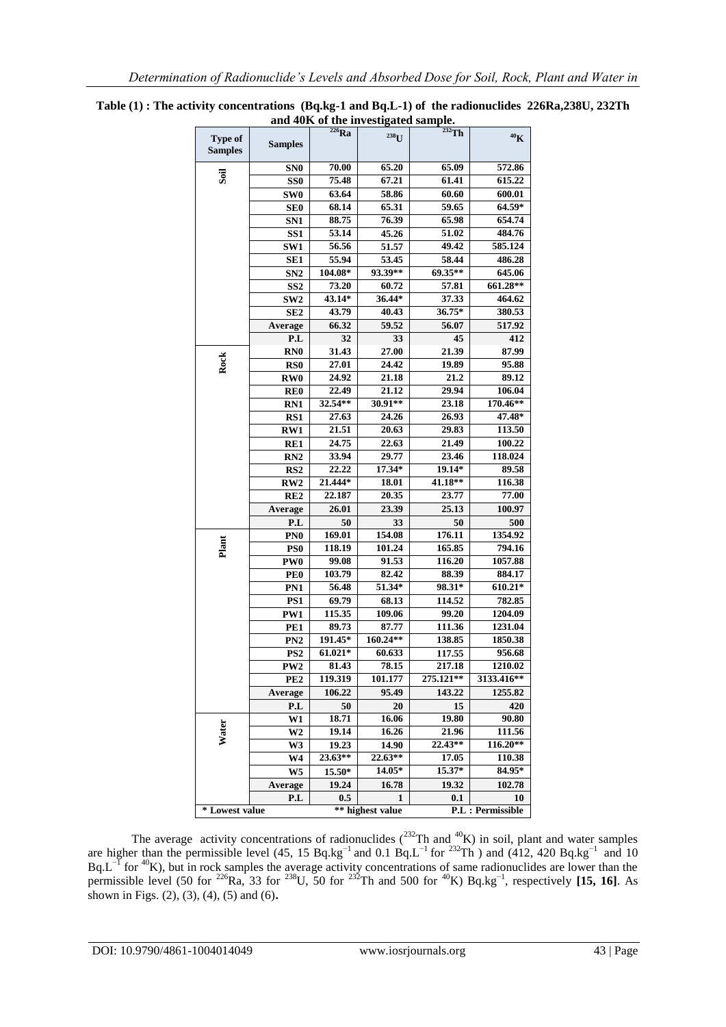**Table (1) : The activity concentrations (Bq.kg-1 and Bq.L-1) of the radionuclides 226Ra,238U, 232Th and 40K of the investigated sample.**

| Type of Samples | Samples | $^{226}$Ra | $^{238}$U | $^{232}$Th | $^{40}$K |
|---|---|---|---|---|---|
| Soil | SN0 | 70.00 | 65.20 | 65.09 | 572.86 |
| | SS0 | 75.48 | 67.21 | 61.41 | 615.22 |
| | SW0 | 63.64 | 58.86 | 60.60 | 600.01 |
| | SE0 | 68.14 | 65.31 | 59.65 | 64.59* |
| | SN1 | 88.75 | 76.39 | 65.98 | 654.74 |
| | SS1 | 53.14 | 45.26 | 51.02 | 484.76 |
| | SW1 | 56.56 | 51.57 | 49.42 | 585.124 |
| | SE1 | 55.94 | 53.45 | 58.44 | 486.28 |
| | SN2 | 104.08* | 93.39** | 69.35** | 645.06 |
| | SS2 | 73.20 | 60.72 | 57.81 | 661.28** |
| | SW2 | 43.14* | 36.44* | 37.33 | 464.62 |
| | SE2 | 43.79 | 40.43 | 36.75* | 380.53 |
| | Average | 66.32 | 59.52 | 56.07 | 517.92 |
| | P.L | 32 | 33 | 45 | 412 |
| Rock | RN0 | 31.43 | 27.00 | 21.39 | 87.99 |
| | RS0 | 27.01 | 24.42 | 19.89 | 95.88 |
| | RW0 | 24.92 | 21.18 | 21.2 | 89.12 |
| | RE0 | 22.49 | 21.12 | 29.94 | 106.04 |
| | RN1 | 32.54** | 30.91** | 23.18 | 170.46** |
| | RS1 | 27.63 | 24.26 | 26.93 | 47.48* |
| | RW1 | 21.51 | 20.63 | 29.83 | 113.50 |
| | RE1 | 24.75 | 22.63 | 21.49 | 100.22 |
| | RN2 | 33.94 | 29.77 | 23.46 | 118.024 |
| | RS2 | 22.22 | 17.34* | 19.14* | 89.58 |
| | RW2 | 21.444* | 18.01 | 41.18** | 116.38 |
| | RE2 | 22.187 | 20.35 | 23.77 | 77.00 |
| | Average | 26.01 | 23.39 | 25.13 | 100.97 |
| | P.L | 50 | 33 | 50 | 500 |
| Plant | PN0 | 169.01 | 154.08 | 176.11 | 1354.92 |
| | PS0 | 118.19 | 101.24 | 165.85 | 794.16 |
| | PW0 | 99.08 | 91.53 | 116.20 | 1057.88 |
| | PE0 | 103.79 | 82.42 | 88.39 | 884.17 |
| | PN1 | 56.48 | 51.34* | 98.31* | 610.21* |
| | PS1 | 69.79 | 68.13 | 114.52 | 782.85 |
| | PW1 | 115.35 | 109.06 | 99.20 | 1204.09 |
| | PE1 | 89.73 | 87.77 | 111.36 | 1231.04 |
| | PN2 | 191.45* | 160.24** | 138.85 | 1850.38 |
| | PS2 | 61.021* | 60.633 | 117.55 | 956.68 |
| | PW2 | 81.43 | 78.15 | 217.18 | 1210.02 |
| | PE2 | 119.319 | 101.177 | 275.121** | 3133.416** |
| | Average | 106.22 | 95.49 | 143.22 | 1255.82 |
| | P.L | 50 | 20 | 15 | 420 |
| Water | W1 | 18.71 | 16.06 | 19.80 | 90.80 |
| | W2 | 19.14 | 16.26 | 21.96 | 111.56 |
| | W3 | 19.23 | 14.90 | 22.43** | 116.20** |
| | W4 | 23.63** | 22.63** | 17.05 | 110.38 |
| | W5 | 15.50* | 14.05* | 15.37* | 84.95* |
| | Average | 19.24 | 16.78 | 19.32 | 102.78 |
| | P.L | 0.5 | 1 | 0.1 | 10 |

\* Lowest value ** highest value P.L : Permissible

The average activity concentrations of radionuclides ($^{232}$Th and $^{40}$K) in soil, plant and water samples are higher than the permissible level (45, 15 Bq.kg$^{-1}$ and 0.1 Bq.L$^{-1}$ for $^{232}$Th ) and (412, 420 Bq.kg$^{-1}$ and 10 Bq.L$^{-1}$ for $^{40}$K), but in rock samples the average activity concentrations of same radionuclides are lower than the permissible level (50 for $^{226}$Ra, 33 for $^{238}$U, 50 for $^{232}$Th and 500 for $^{40}$K) Bq.kg$^{-1}$, respectively **[15, 16]**. As shown in Figs. (2), (3), (4), (5) and (6)**.**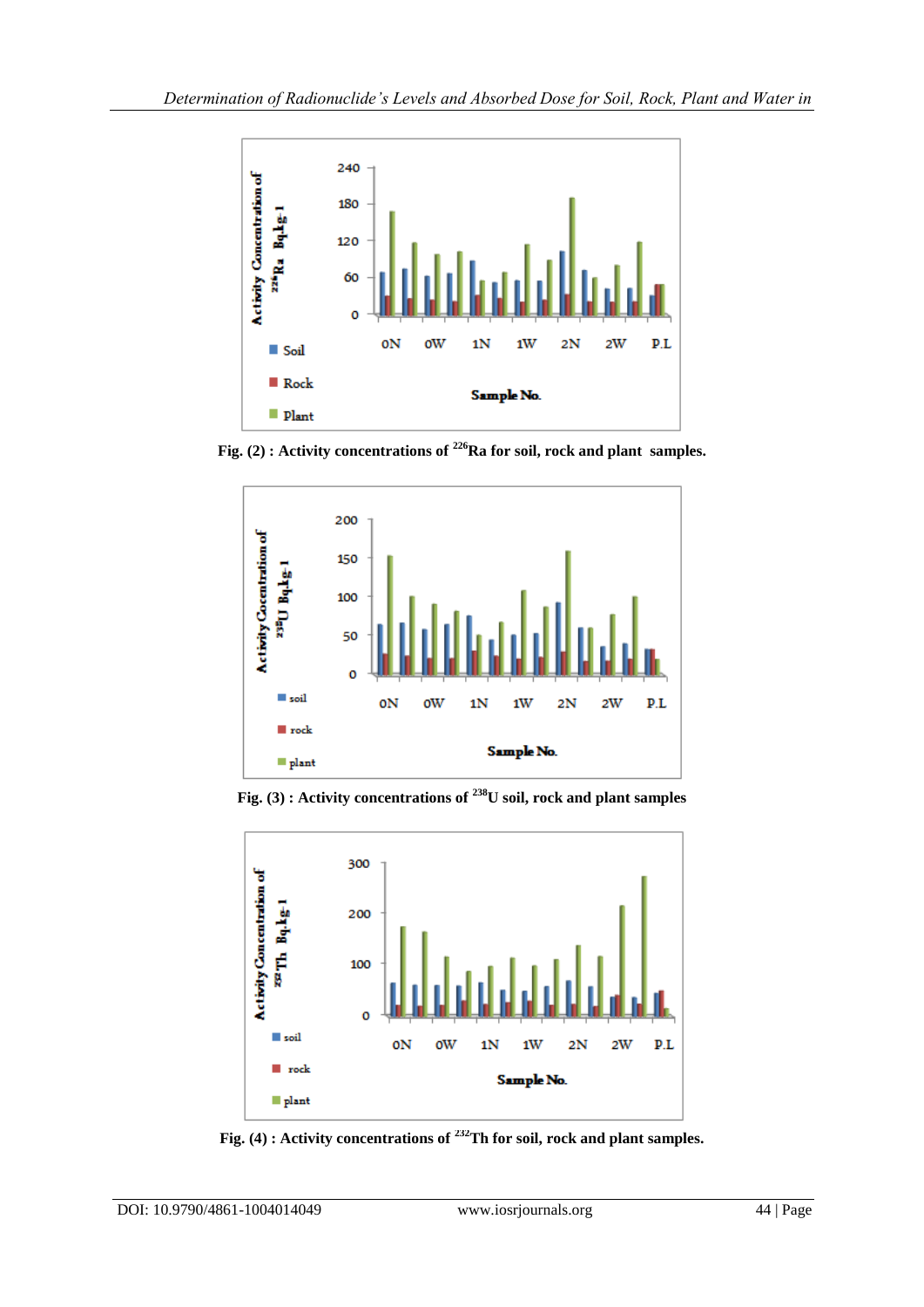Fig. (2) : Activity concentrations of $^{226}$Ra for soil, rock and plant samples.

Fig. (3) : Activity concentrations of $^{238}$U soil, rock and plant samples

Fig. (4) : Activity concentrations of $^{232}$Th for soil, rock and plant samples.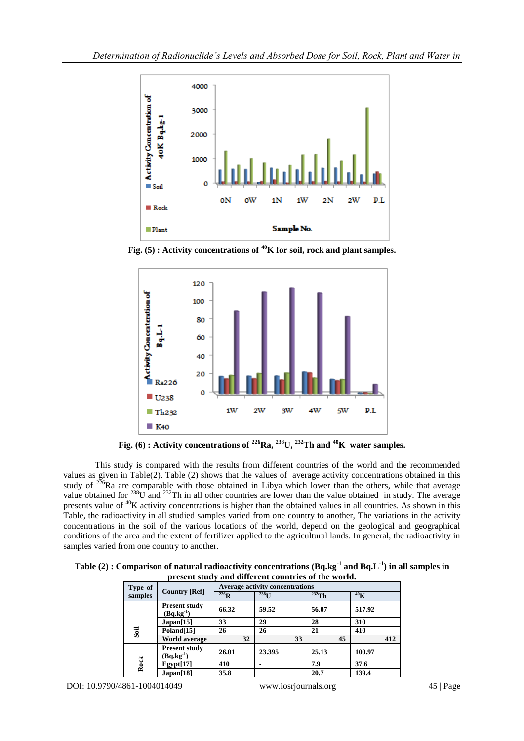Fig. (5) : Activity concentrations of $^{40}$K for soil, rock and plant samples.

Fig. (6) : Activity concentrations of $^{226}$Ra, $^{238}$U, $^{232}$Th and $^{40}$K water samples.

This study is compared with the results from different countries of the world and the recommended values as given in Table(2). Table (2) shows that the values of average activity concentrations obtained in this study of $^{226}$Ra are comparable with those obtained in Libya which lower than the others, while that average value obtained for $^{238}$U and $^{232}$Th in all other countries are lower than the value obtained in study. The average presents value of $^{40}$K activity concentrations is higher than the obtained values in all countries. As shown in this Table, the radioactivity in all studied samples varied from one country to another, The variations in the activity concentrations in the soil of the various locations of the world, depend on the geological and geographical conditions of the area and the extent of fertilizer applied to the agricultural lands. In general, the radioactivity in samples varied from one country to another.

**Table (2) : Comparison of natural radioactivity concentrations (Bq.kg$^{-1}$ and Bq.L$^{-1}$) in all samples in present study and different countries of the world.**

| Type of samples | Country [Ref] | Average activity concentrations | | | |
|---|---|---|---|---|---|
| | | $^{226}$R | $^{238}$U | $^{232}$Th | $^{40}$K |
| Soil | Present study (Bq.kg$^{-1}$) | 66.32 | 59.52 | 56.07 | 517.92 |
| | Japan[15] | 33 | 29 | 28 | 310 |
| | Poland[15] | 26 | 26 | 21 | 410 |
| | World average | 32 | 33 | 45 | 412 |
| Rock | Present study (Bq.kg$^{-1}$) | 26.01 | 23.395 | 25.13 | 100.97 |
| | Egypt[17] | 410 | - | 7.9 | 37.6 |
| | Japan[18] | 35.8 | | 20.7 | 139.4 |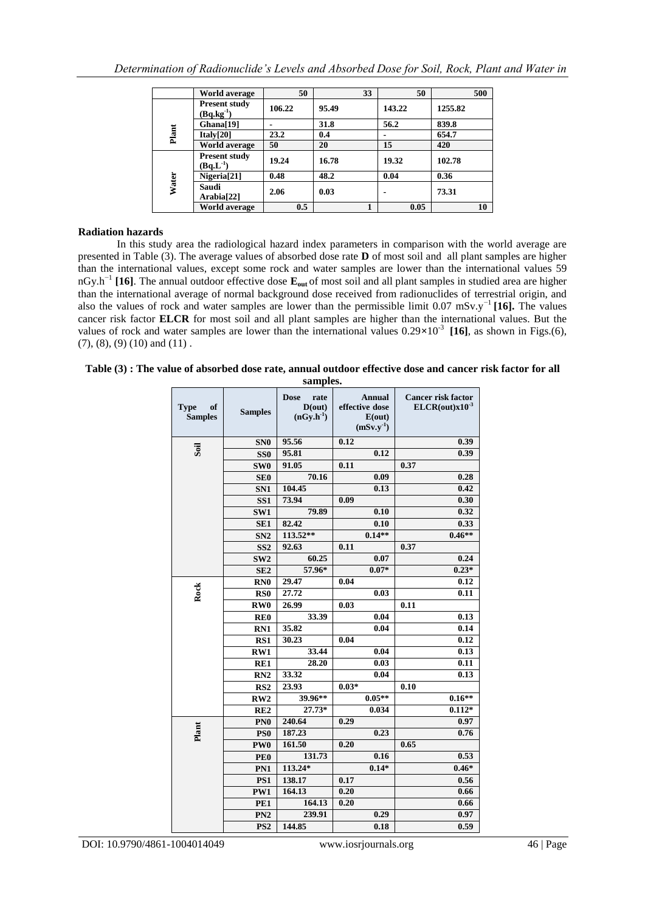| | World average | 50 | 33 | 50 | 500 |
|---|---|---|---|---|---|
| Plant | Present study ($Bq.kg^{-1}$) | 106.22 | 95.49 | 143.22 | 1255.82 |
| | Ghana[19] | - | 31.8 | 56.2 | 839.8 |
| | Italy[20] | 23.2 | 0.4 | - | 654.7 |
| | World average | 50 | 20 | 15 | 420 |
| Water | Present study ($Bq.L^{-1}$) | 19.24 | 16.78 | 19.32 | 102.78 |
| | Nigeria[21] | 0.48 | 48.2 | 0.04 | 0.36 |
| | Saudi Arabia[22] | 2.06 | 0.03 | - | 73.31 |
| | World average | 0.5 | 1 | 0.05 | 10 |

**Radiation hazards**

In this study area the radiological hazard index parameters in comparison with the world average are presented in Table (3). The average values of absorbed dose rate **D** of most soil and all plant samples are higher than the international values, except some rock and water samples are lower than the international values 59 $nGy.h^{-1}$ **[16]**. The annual outdoor effective dose $\mathbf{E_{out}}$ of most soil and all plant samples in studied area are higher than the international average of normal background dose received from radionuclides of terrestrial origin, and also the values of rock and water samples are lower than the permissible limit 0.07 $mSv.y^{-1}$ **[16].** The values cancer risk factor **ELCR** for most soil and all plant samples are higher than the international values. But the values of rock and water samples are lower than the international values $0.29\times10^{-3}$ **[16]**, as shown in Figs.(6), (7), (8), (9) (10) and (11) .

**Table (3) : The value of absorbed dose rate, annual outdoor effective dose and cancer risk factor for all samples.**

| Type of Samples | Samples | Dose rate D(out) ($nGy.h^{-1}$) | Annual effective dose E(out) ($mSv.y^{-1}$) | Cancer risk factor ELCR(out)$\times10^{-3}$ |
|---|---|---|---|---|
| Soil | SN0 | 95.56 | 0.12 | 0.39 |
| | SS0 | 95.81 | 0.12 | 0.39 |
| | SW0 | 91.05 | 0.11 | 0.37 |
| | SE0 | 70.16 | 0.09 | 0.28 |
| | SN1 | 104.45 | 0.13 | 0.42 |
| | SS1 | 73.94 | 0.09 | 0.30 |
| | SW1 | 79.89 | 0.10 | 0.32 |
| | SE1 | 82.42 | 0.10 | 0.33 |
| | SN2 | 113.52** | 0.14** | 0.46** |
| | SS2 | 92.63 | 0.11 | 0.37 |
| | SW2 | 60.25 | 0.07 | 0.24 |
| | SE2 | 57.96* | 0.07* | 0.23* |
| Rock | RN0 | 29.47 | 0.04 | 0.12 |
| | RS0 | 27.72 | 0.03 | 0.11 |
| | RW0 | 26.99 | 0.03 | 0.11 |
| | RE0 | 33.39 | 0.04 | 0.13 |
| | RN1 | 35.82 | 0.04 | 0.14 |
| | RS1 | 30.23 | 0.04 | 0.12 |
| | RW1 | 33.44 | 0.04 | 0.13 |
| | RE1 | 28.20 | 0.03 | 0.11 |
| | RN2 | 33.32 | 0.04 | 0.13 |
| | RS2 | 23.93 | 0.03* | 0.10 |
| | RW2 | 39.96** | 0.05** | 0.16** |
| | RE2 | 27.73* | 0.034 | 0.112* |
| Plant | PN0 | 240.64 | 0.29 | 0.97 |
| | PS0 | 187.23 | 0.23 | 0.76 |
| | PW0 | 161.50 | 0.20 | 0.65 |
| | PE0 | 131.73 | 0.16 | 0.53 |
| | PN1 | 113.24* | 0.14* | 0.46* |
| | PS1 | 138.17 | 0.17 | 0.56 |
| | PW1 | 164.13 | 0.20 | 0.66 |
| | PE1 | 164.13 | 0.20 | 0.66 |
| | PN2 | 239.91 | 0.29 | 0.97 |
| | PS2 | 144.85 | 0.18 | 0.59 |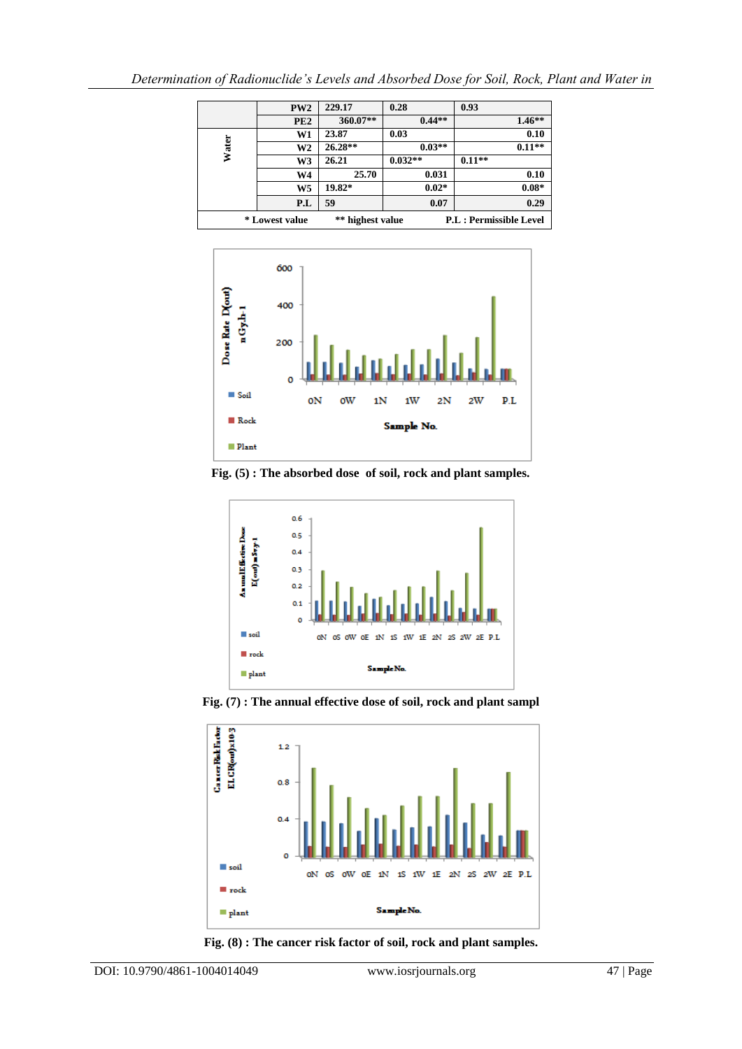| | | | | |
|---|---|---|---|---|
| | PW2 | 229.17 | 0.28 | 0.93 |
| | PE2 | 360.07** | 0.44** | 1.46** |
| Water | W1 | 23.87 | 0.03 | 0.10 |
| | W2 | 26.28** | 0.03** | 0.11** |
| | W3 | 26.21 | 0.032** | 0.11** |
| | W4 | 25.70 | 0.031 | 0.10 |
| | W5 | 19.82* | 0.02* | 0.08* |
| | P.L | 59 | 0.07 | 0.29 |

\* Lowest value ** highest value P.L : Permissible Level

Fig. (5) : The absorbed dose of soil, rock and plant samples.

Fig. (7) : The annual effective dose of soil, rock and plant sampl

Fig. (8) : The cancer risk factor of soil, rock and plant samples.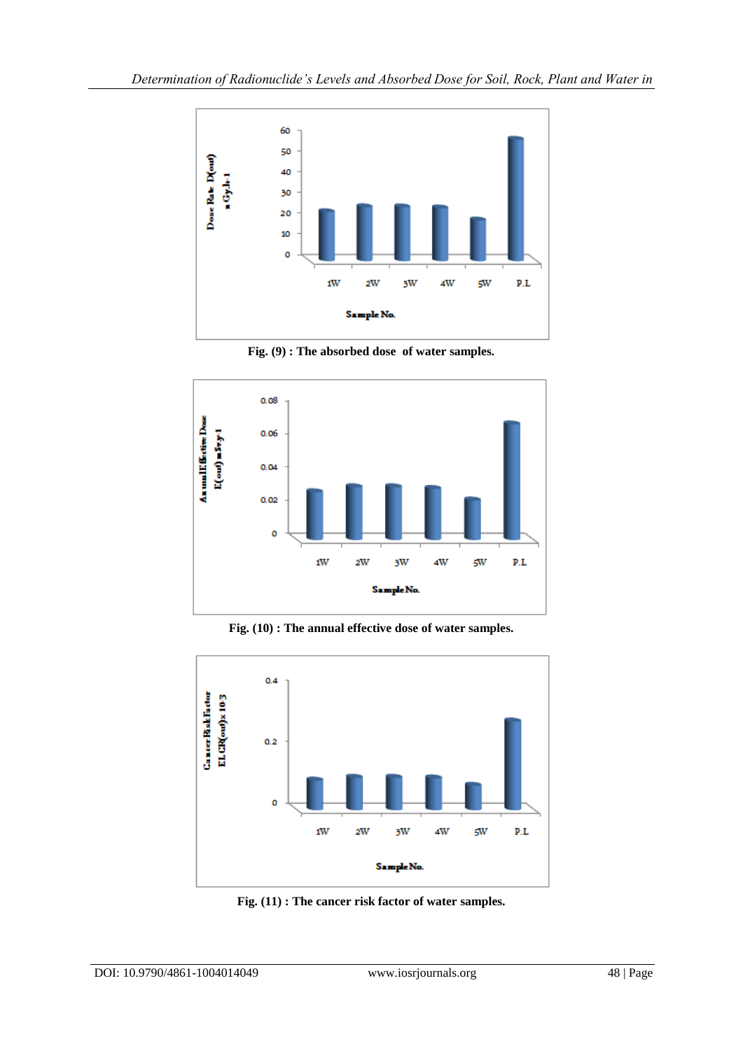Fig. (9) : The absorbed dose of water samples.

Fig. (10) : The annual effective dose of water samples.

Fig. (11) : The cancer risk factor of water samples.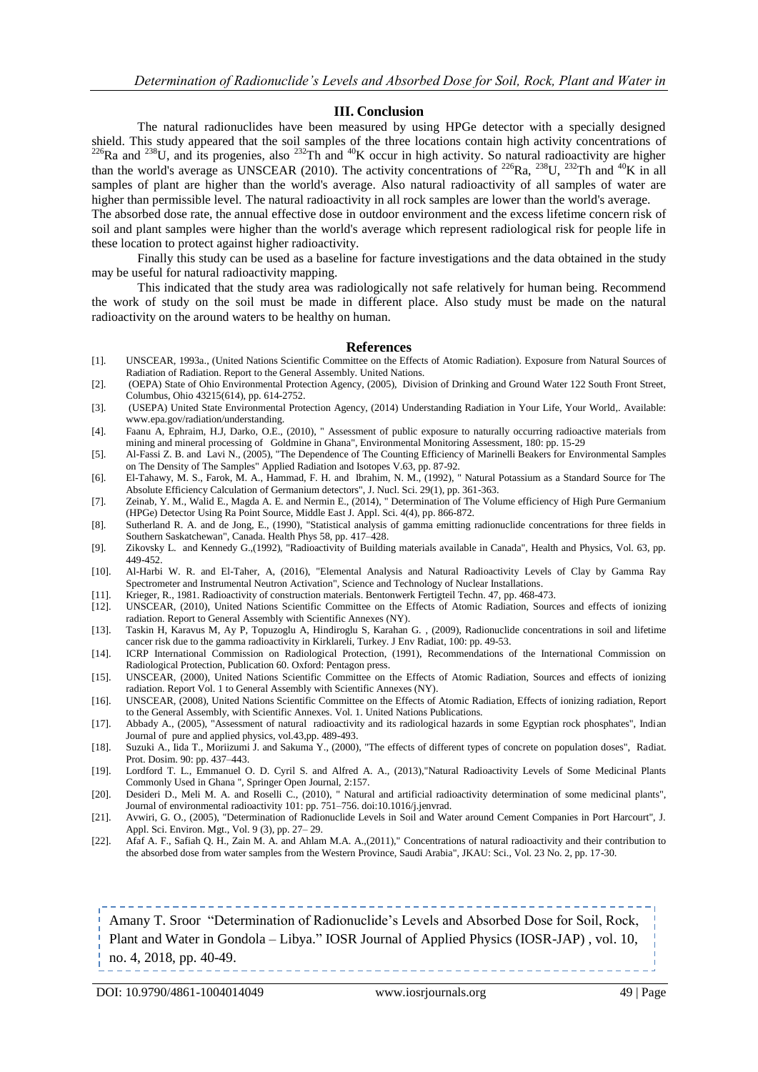## III. Conclusion

The natural radionuclides have been measured by using HPGe detector with a specially designed shield. This study appeared that the soil samples of the three locations contain high activity concentrations of $^{226}$Ra and $^{238}$U, and its progenies, also $^{232}$Th and $^{40}$K occur in high activity. So natural radioactivity are higher than the world's average as UNSCEAR (2010). The activity concentrations of $^{226}$Ra, $^{238}$U, $^{232}$Th and $^{40}$K in all samples of plant are higher than the world's average. Also natural radioactivity of all samples of water are higher than permissible level. The natural radioactivity in all rock samples are lower than the world's average.

The absorbed dose rate, the annual effective dose in outdoor environment and the excess lifetime concern risk of soil and plant samples were higher than the world's average which represent radiological risk for people life in these location to protect against higher radioactivity.

Finally this study can be used as a baseline for facture investigations and the data obtained in the study may be useful for natural radioactivity mapping.

This indicated that the study area was radiologically not safe relatively for human being. Recommend the work of study on the soil must be made in different place. Also study must be made on the natural radioactivity on the around waters to be healthy on human.

## References

[1]. UNSCEAR, 1993a., (United Nations Scientific Committee on the Effects of Atomic Radiation). Exposure from Natural Sources of Radiation of Radiation. Report to the General Assembly. United Nations.

[2]. (OEPA) State of Ohio Environmental Protection Agency, (2005), Division of Drinking and Ground Water 122 South Front Street, Columbus, Ohio 43215(614), pp. 614-2752.

[3]. (USEPA) United State Environmental Protection Agency, (2014) Understanding Radiation in Your Life, Your World,. Available: www.epa.gov/radiation/understanding.

[4]. Faanu A, Ephraim, H.J, Darko, O.E., (2010), " Assessment of public exposure to naturally occurring radioactive materials from mining and mineral processing of Goldmine in Ghana", Environmental Monitoring Assessment, 180: pp. 15-29

[5]. Al-Fassi Z. B. and Lavi N., (2005), "The Dependence of The Counting Efficiency of Marinelli Beakers for Environmental Samples on The Density of The Samples" Applied Radiation and Isotopes V.63, pp. 87-92.

[6]. El-Tahawy, M. S., Farok, M. A., Hammad, F. H. and Ibrahim, N. M., (1992), " Natural Potassium as a Standard Source for The Absolute Efficiency Calculation of Germanium detectors", J. Nucl. Sci. 29(1), pp. 361-363.

[7]. Zeinab, Y. M., Walid E., Magda A. E. and Nermin E., (2014), " Determination of The Volume efficiency of High Pure Germanium (HPGe) Detector Using Ra Point Source, Middle East J. Appl. Sci. 4(4), pp. 866-872.

[8]. Sutherland R. A. and de Jong, E., (1990), "Statistical analysis of gamma emitting radionuclide concentrations for three fields in Southern Saskatchewan", Canada. Health Phys 58, pp. 417–428.

[9]. Zikovsky L. and Kennedy G.,(1992), "Radioactivity of Building materials available in Canada", Health and Physics, Vol. 63, pp. 449-452.

[10]. Al-Harbi W. R. and El-Taher, A, (2016), "Elemental Analysis and Natural Radioactivity Levels of Clay by Gamma Ray Spectrometer and Instrumental Neutron Activation", Science and Technology of Nuclear Installations.

[11]. Krieger, R., 1981. Radioactivity of construction materials. Bentonwerk Fertigteil Techn. 47, pp. 468-473.

[12]. UNSCEAR, (2010), United Nations Scientific Committee on the Effects of Atomic Radiation, Sources and effects of ionizing radiation. Report to General Assembly with Scientific Annexes (NY).

[13]. Taskin H, Karavus M, Ay P, Topuzoglu A, Hindiroglu S, Karahan G. , (2009), Radionuclide concentrations in soil and lifetime cancer risk due to the gamma radioactivity in Kirklareli, Turkey. J Env Radiat, 100: pp. 49-53.

[14]. ICRP International Commission on Radiological Protection, (1991), Recommendations of the International Commission on Radiological Protection, Publication 60. Oxford: Pentagon press.

[15]. UNSCEAR, (2000), United Nations Scientific Committee on the Effects of Atomic Radiation, Sources and effects of ionizing radiation. Report Vol. 1 to General Assembly with Scientific Annexes (NY).

[16]. UNSCEAR, (2008), United Nations Scientific Committee on the Effects of Atomic Radiation, Effects of ionizing radiation, Report to the General Assembly, with Scientific Annexes. Vol. 1. United Nations Publications.

[17]. Abbady A., (2005), "Assessment of natural radioactivity and its radiological hazards in some Egyptian rock phosphates", Indian Journal of pure and applied physics, vol.43,pp. 489-493.

[18]. Suzuki A., Iida T., Moriizumi J. and Sakuma Y., (2000), "The effects of different types of concrete on population doses", Radiat. Prot. Dosim. 90: pp. 437–443.

[19]. Lordford T. L., Emmanuel O. D. Cyril S. and Alfred A. A., (2013),"Natural Radioactivity Levels of Some Medicinal Plants Commonly Used in Ghana ", Springer Open Journal, 2:157.

[20]. Desideri D., Meli M. A. and Roselli C., (2010), " Natural and artificial radioactivity determination of some medicinal plants", Journal of environmental radioactivity 101: pp. 751–756. doi:10.1016/j.jenvrad.

[21]. Avwiri, G. O., (2005), "Determination of Radionuclide Levels in Soil and Water around Cement Companies in Port Harcourt", J. Appl. Sci. Environ. Mgt., Vol. 9 (3), pp. 27– 29.

[22]. Afaf A. F., Safiah Q. H., Zain M. A. and Ahlam M.A. A.,(2011)," Concentrations of natural radioactivity and their contribution to the absorbed dose from water samples from the Western Province, Saudi Arabia", JKAU: Sci., Vol. 23 No. 2, pp. 17-30.

Amany T. Sroor "Determination of Radionuclide's Levels and Absorbed Dose for Soil, Rock, Plant and Water in Gondola – Libya." IOSR Journal of Applied Physics (IOSR-JAP) , vol. 10, no. 4, 2018, pp. 40-49.